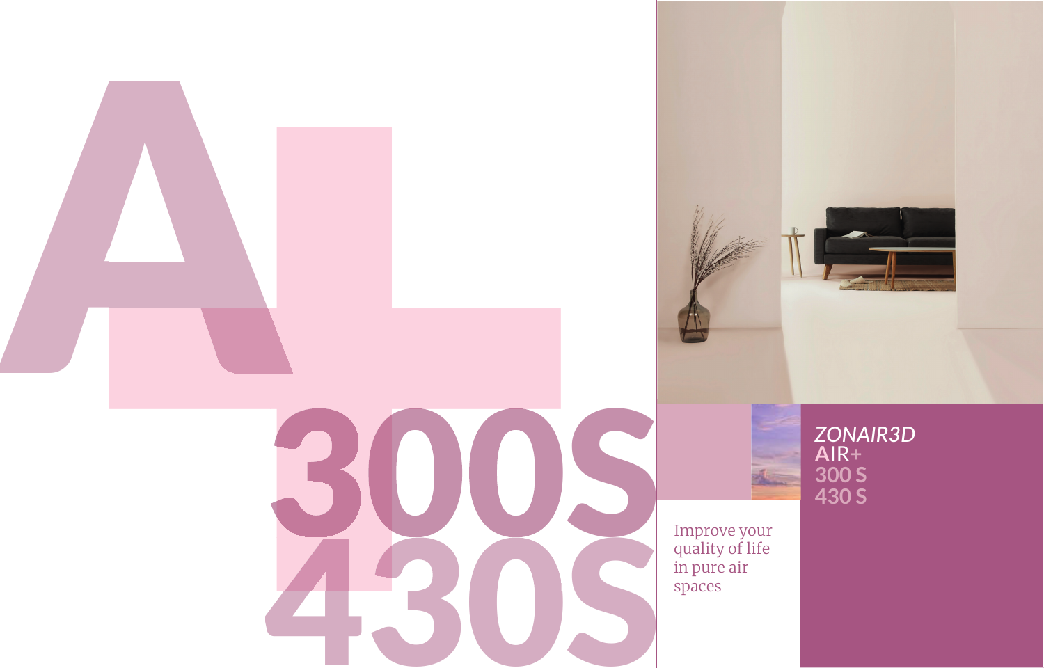# AL
# 300S
# 430S

*ZONAIR3D*
**AIR+**
**300 S**
**430 S**

Improve your quality of life in pure air spaces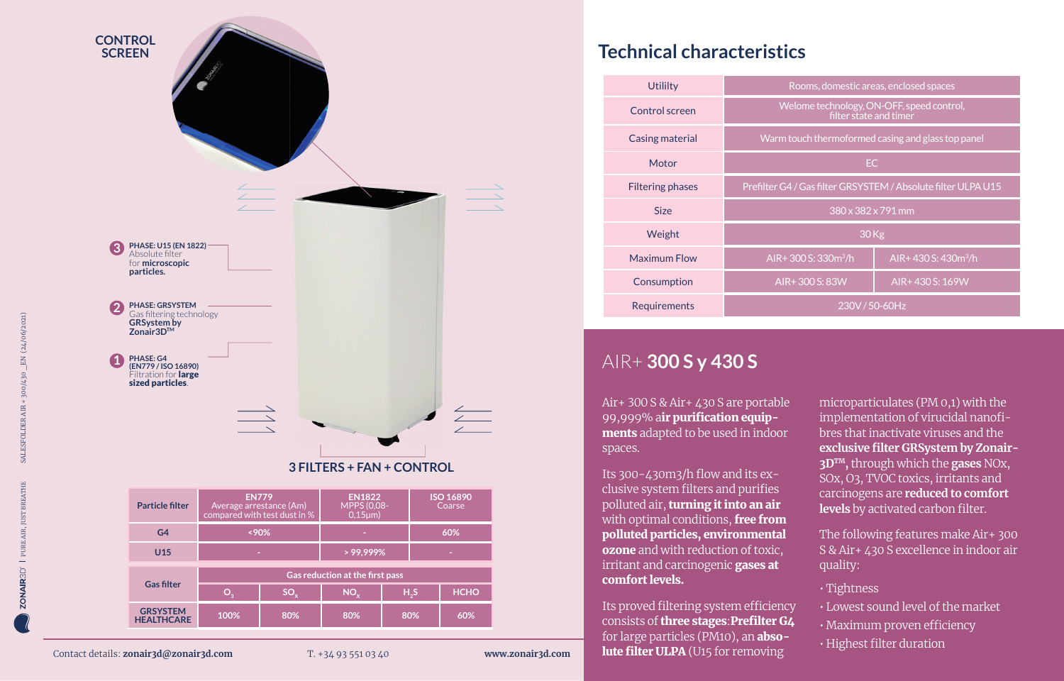CONTROL SCREEN

3 PHASE: U15 (EN 1822)
Absolute filter for **microscopic particles.**

2 PHASE: GRSYSTEM
Gas filtering technology **GRSystem by Zonair3D™**

1 PHASE: G4 (EN779 / ISO 16890)
Filtration for **large sized particles**.

3 FILTERS + FAN + CONTROL

| Particle filter | EN779 Average arrestance (Am) compared with test dust in % | EN1822 MPPS (0,08-0,15µm) | ISO 16890 Coarse |
|---|---|---|---|
| G4 | <90% | - | 60% |
| U15 | - | > 99,999% | - |

| Gas filter | Gas reduction at the first pass | | | | |
|---|---|---|---|---|---|
| | $O_3$ | $SO_X$ | $NO_X$ | $H_2S$ | HCHO |
| GRSYSTEM HEALTHCARE | 100% | 80% | 80% | 80% | 60% |

Contact details: **zonair3d@zonair3d.com** T. +34 93 551 03 40 **www.zonair3d.com**

## Technical characteristics

| | | |
|---|---|---|
| Utililty | Rooms, domestic areas, enclosed spaces | |
| Control screen | Welome technology, ON-OFF, speed control, filter state and timer | |
| Casing material | Warm touch thermoformed casing and glass top panel | |
| Motor | EC | |
| Filtering phases | Prefilter G4 / Gas filter GRSYSTEM / Absolute filter ULPA U15 | |
| Size | 380 x 382 x 791 mm | |
| Weight | 30 Kg | |
| Maximum Flow | AIR+ 300 S: 330m³/h | AIR+ 430 S: 430m³/h |
| Consumption | AIR+ 300 S: 83W | AIR+ 430 S: 169W |
| Requirements | 230V / 50-60Hz | |

## AIR+ **300 S y 430 S**

Air+ 300 S & Air+ 430 S are portable 99,999% a**ir purification equipments** adapted to be used in indoor spaces.

Its 300-430m3/h flow and its exclusive system filters and purifies polluted air, **turning it into an air** with optimal conditions, **free from polluted particles, environmental ozone** and with reduction of toxic, irritant and carcinogenic **gases at comfort levels.**

Its proved filtering system efficiency consists of **three stages**:**Prefilter G4** for large particles (PM10), an **absolute filter ULPA** (U15 for removing microparticulates (PM 0,1) with the implementation of virucidal nanofibres that inactivate viruses and the **exclusive filter GRSystem by Zonair3D™,** through which the **gases** NOx, SOx, O3, TVOC toxics, irritants and carcinogens are **reduced to comfort levels** by activated carbon filter.

The following features make Air+ 300 S & Air+ 430 S excellence in indoor air quality:

- Tightness
- Lowest sound level of the market
- Maximum proven efficiency
- Highest filter duration